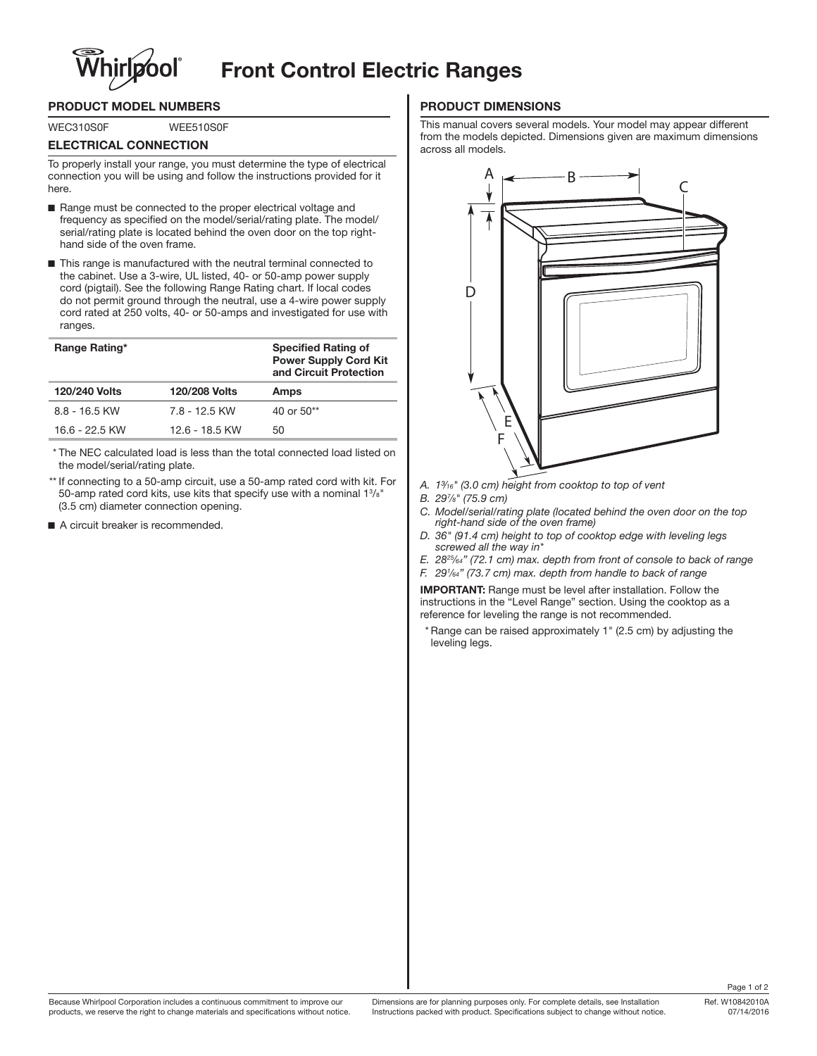# Whirlpool® Front Control Electric Ranges

## PRODUCT MODEL NUMBERS

WEC310S0F WEE510S0F

## ELECTRICAL CONNECTION

To properly install your range, you must determine the type of electrical connection you will be using and follow the instructions provided for it here.

- Range must be connected to the proper electrical voltage and frequency as specified on the model/serial/rating plate. The model/serial/rating plate is located behind the oven door on the top right-hand side of the oven frame.
- This range is manufactured with the neutral terminal connected to the cabinet. Use a 3-wire, UL listed, 40- or 50-amp power supply cord (pigtail). See the following Range Rating chart. If local codes do not permit ground through the neutral, use a 4-wire power supply cord rated at 250 volts, 40- or 50-amps and investigated for use with ranges.

| Range Rating* | | Specified Rating of Power Supply Cord Kit and Circuit Protection |
|---|---|---|
| **120/240 Volts** | **120/208 Volts** | **Amps** |
| 8.8 - 16.5 KW | 7.8 - 12.5 KW | 40 or 50** |
| 16.6 - 22.5 KW | 12.6 - 18.5 KW | 50 |

\* The NEC calculated load is less than the total connected load listed on the model/serial/rating plate.

** If connecting to a 50-amp circuit, use a 50-amp rated cord with kit. For 50-amp rated cord kits, use kits that specify use with a nominal 1³⁄₈" (3.5 cm) diameter connection opening.

- A circuit breaker is recommended.

## PRODUCT DIMENSIONS

This manual covers several models. Your model may appear different from the models depicted. Dimensions given are maximum dimensions across all models.

*A. 1³⁄₁₆" (3.0 cm) height from cooktop to top of vent*

*B. 29⁷⁄₈" (75.9 cm)*

*C. Model/serial/rating plate (located behind the oven door on the top right-hand side of the oven frame)*

*D. 36" (91.4 cm) height to top of cooktop edge with leveling legs screwed all the way in**

*E. 28²⁵⁄₆₄" (72.1 cm) max. depth from front of console to back of range*

*F. 29¹⁄₆₄" (73.7 cm) max. depth from handle to back of range*

**IMPORTANT:** Range must be level after installation. Follow the instructions in the "Level Range" section. Using the cooktop as a reference for leveling the range is not recommended.

\* Range can be raised approximately 1" (2.5 cm) by adjusting the leveling legs.

Because Whirlpool Corporation includes a continuous commitment to improve our products, we reserve the right to change materials and specifications without notice.

Dimensions are for planning purposes only. For complete details, see Installation Instructions packed with product. Specifications subject to change without notice.

Ref. W10842010A
07/14/2016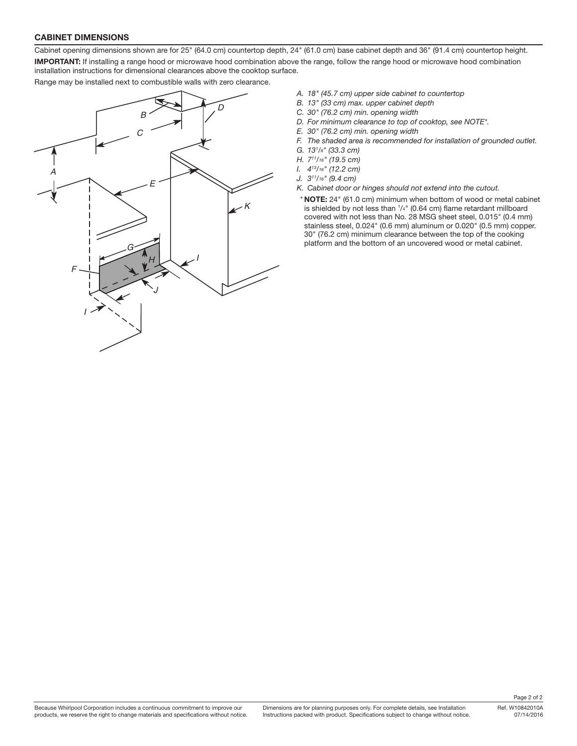## CABINET DIMENSIONS

Cabinet opening dimensions shown are for 25" (64.0 cm) countertop depth, 24" (61.0 cm) base cabinet depth and 36" (91.4 cm) countertop height.

**IMPORTANT:** If installing a range hood or microwave hood combination above the range, follow the range hood or microwave hood combination installation instructions for dimensional clearances above the cooktop surface.

Range may be installed next to combustible walls with zero clearance.

A
B
C
D
E
F
G
H
I
J
K
I

*A. 18" (45.7 cm) upper side cabinet to countertop*

*B. 13" (33 cm) max. upper cabinet depth*

*C. 30" (76.2 cm) min. opening width*

*D. For minimum clearance to top of cooktop, see NOTE\*.*

*E. 30" (76.2 cm) min. opening width*

*F. The shaded area is recommended for installation of grounded outlet.*

*G. 13¹/₈" (33.3 cm)*

*H. 7¹¹/₁₆" (19.5 cm)*

*I. 4¹³/₁₆" (12.2 cm)*

*J. 3¹¹/₁₆" (9.4 cm)*

*K. Cabinet door or hinges should not extend into the cutout.*

\* **NOTE:** 24" (61.0 cm) minimum when bottom of wood or metal cabinet is shielded by not less than ¹/₄" (0.64 cm) flame retardant millboard covered with not less than No. 28 MSG sheet steel, 0.015" (0.4 mm) stainless steel, 0.024" (0.6 mm) aluminum or 0.020" (0.5 mm) copper. 30" (76.2 cm) minimum clearance between the top of the cooking platform and the bottom of an uncovered wood or metal cabinet.

Because Whirlpool Corporation includes a continuous commitment to improve our products, we reserve the right to change materials and specifications without notice.

Dimensions are for planning purposes only. For complete details, see Installation Instructions packed with product. Specifications subject to change without notice.

Ref. W10842010A
07/14/2016